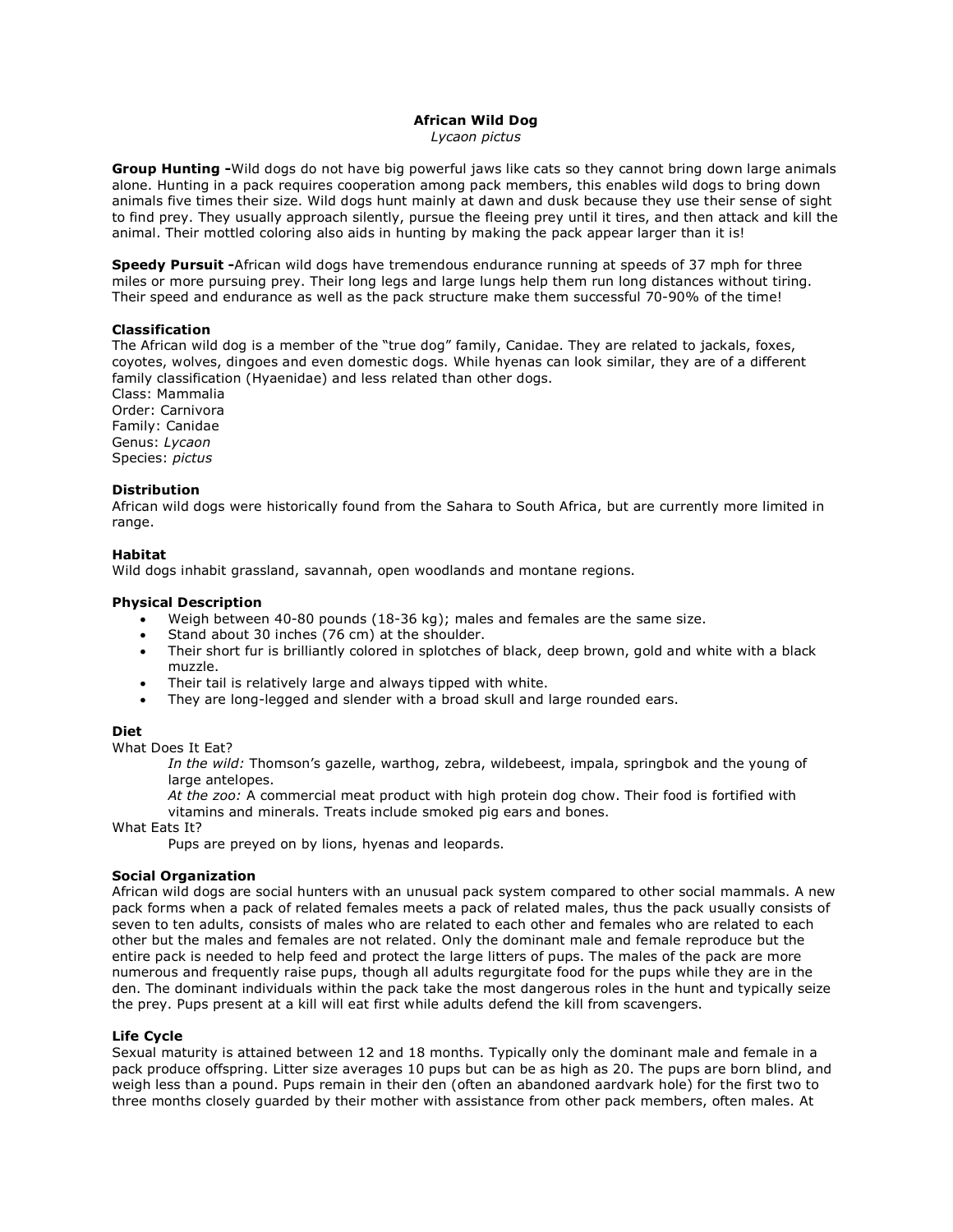# African Wild Dog

*Lycaon pictus*

**Group Hunting -** Wild dogs do not have big powerful jaws like cats so they cannot bring down large animals alone. Hunting in a pack requires cooperation among pack members, this enables wild dogs to bring down animals five times their size. Wild dogs hunt mainly at dawn and dusk because they use their sense of sight to find prey. They usually approach silently, pursue the fleeing prey until it tires, and then attack and kill the animal. Their mottled coloring also aids in hunting by making the pack appear larger than it is!

**Speedy Pursuit -** African wild dogs have tremendous endurance running at speeds of 37 mph for three miles or more pursuing prey. Their long legs and large lungs help them run long distances without tiring. Their speed and endurance as well as the pack structure make them successful 70-90% of the time!

## Classification

The African wild dog is a member of the "true dog" family, Canidae. They are related to jackals, foxes, coyotes, wolves, dingoes and even domestic dogs. While hyenas can look similar, they are of a different family classification (Hyaenidae) and less related than other dogs.

Class: Mammalia
Order: Carnivora
Family: Canidae
Genus: *Lycaon*
Species: *pictus*

## Distribution

African wild dogs were historically found from the Sahara to South Africa, but are currently more limited in range.

## Habitat

Wild dogs inhabit grassland, savannah, open woodlands and montane regions.

## Physical Description

- Weigh between 40-80 pounds (18-36 kg); males and females are the same size.
- Stand about 30 inches (76 cm) at the shoulder.
- Their short fur is brilliantly colored in splotches of black, deep brown, gold and white with a black muzzle.
- Their tail is relatively large and always tipped with white.
- They are long-legged and slender with a broad skull and large rounded ears.

## Diet

What Does It Eat?

*In the wild:* Thomson's gazelle, warthog, zebra, wildebeest, impala, springbok and the young of large antelopes.

*At the zoo:* A commercial meat product with high protein dog chow. Their food is fortified with vitamins and minerals. Treats include smoked pig ears and bones.

What Eats It?

Pups are preyed on by lions, hyenas and leopards.

## Social Organization

African wild dogs are social hunters with an unusual pack system compared to other social mammals. A new pack forms when a pack of related females meets a pack of related males, thus the pack usually consists of seven to ten adults, consists of males who are related to each other and females who are related to each other but the males and females are not related. Only the dominant male and female reproduce but the entire pack is needed to help feed and protect the large litters of pups. The males of the pack are more numerous and frequently raise pups, though all adults regurgitate food for the pups while they are in the den. The dominant individuals within the pack take the most dangerous roles in the hunt and typically seize the prey. Pups present at a kill will eat first while adults defend the kill from scavengers.

## Life Cycle

Sexual maturity is attained between 12 and 18 months. Typically only the dominant male and female in a pack produce offspring. Litter size averages 10 pups but can be as high as 20. The pups are born blind, and weigh less than a pound. Pups remain in their den (often an abandoned aardvark hole) for the first two to three months closely guarded by their mother with assistance from other pack members, often males. At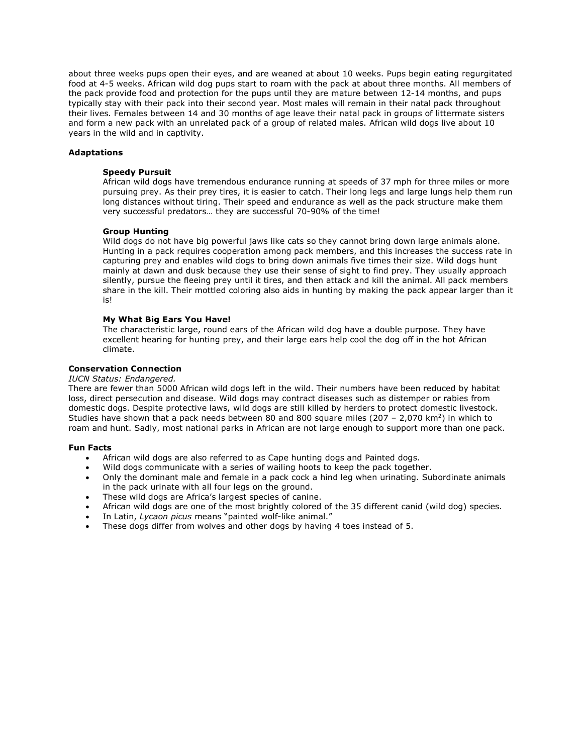about three weeks pups open their eyes, and are weaned at about 10 weeks. Pups begin eating regurgitated food at 4-5 weeks. African wild dog pups start to roam with the pack at about three months. All members of the pack provide food and protection for the pups until they are mature between 12-14 months, and pups typically stay with their pack into their second year. Most males will remain in their natal pack throughout their lives. Females between 14 and 30 months of age leave their natal pack in groups of littermate sisters and form a new pack with an unrelated pack of a group of related males. African wild dogs live about 10 years in the wild and in captivity.

### Adaptations

#### Speedy Pursuit

African wild dogs have tremendous endurance running at speeds of 37 mph for three miles or more pursuing prey. As their prey tires, it is easier to catch. Their long legs and large lungs help them run long distances without tiring. Their speed and endurance as well as the pack structure make them very successful predators… they are successful 70-90% of the time!

#### Group Hunting

Wild dogs do not have big powerful jaws like cats so they cannot bring down large animals alone. Hunting in a pack requires cooperation among pack members, and this increases the success rate in capturing prey and enables wild dogs to bring down animals five times their size. Wild dogs hunt mainly at dawn and dusk because they use their sense of sight to find prey. They usually approach silently, pursue the fleeing prey until it tires, and then attack and kill the animal. All pack members share in the kill. Their mottled coloring also aids in hunting by making the pack appear larger than it is!

#### My What Big Ears You Have!

The characteristic large, round ears of the African wild dog have a double purpose. They have excellent hearing for hunting prey, and their large ears help cool the dog off in the hot African climate.

### Conservation Connection

*IUCN Status: Endangered.*

There are fewer than 5000 African wild dogs left in the wild. Their numbers have been reduced by habitat loss, direct persecution and disease. Wild dogs may contract diseases such as distemper or rabies from domestic dogs. Despite protective laws, wild dogs are still killed by herders to protect domestic livestock. Studies have shown that a pack needs between 80 and 800 square miles (207 – 2,070 $km^2$) in which to roam and hunt. Sadly, most national parks in African are not large enough to support more than one pack.

### Fun Facts

- African wild dogs are also referred to as Cape hunting dogs and Painted dogs.
- Wild dogs communicate with a series of wailing hoots to keep the pack together.
- Only the dominant male and female in a pack cock a hind leg when urinating. Subordinate animals in the pack urinate with all four legs on the ground.
- These wild dogs are Africa's largest species of canine.
- African wild dogs are one of the most brightly colored of the 35 different canid (wild dog) species.
- In Latin, *Lycaon picus* means "painted wolf-like animal."
- These dogs differ from wolves and other dogs by having 4 toes instead of 5.